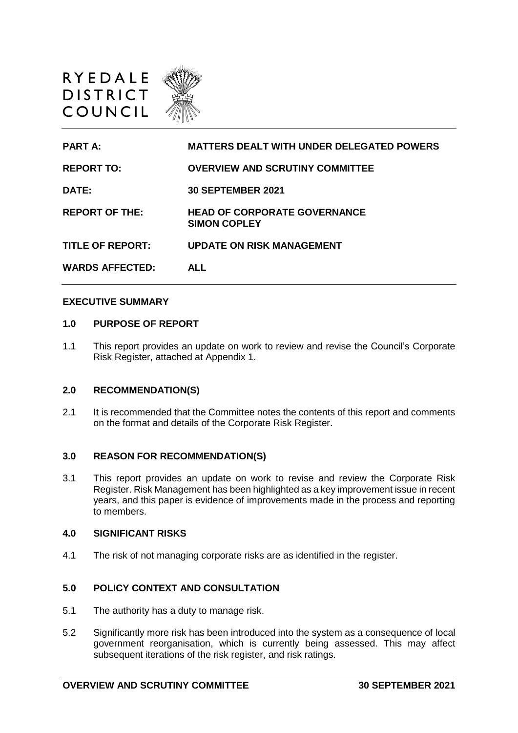RYEDALE DISTRICT COUNCIL

| | |
|---|---|
| **PART A:** | **MATTERS DEALT WITH UNDER DELEGATED POWERS** |
| **REPORT TO:** | **OVERVIEW AND SCRUTINY COMMITTEE** |
| **DATE:** | **30 SEPTEMBER 2021** |
| **REPORT OF THE:** | **HEAD OF CORPORATE GOVERNANCE SIMON COPLEY** |
| **TITLE OF REPORT:** | **UPDATE ON RISK MANAGEMENT** |
| **WARDS AFFECTED:** | **ALL** |

**EXECUTIVE SUMMARY**

## 1.0 PURPOSE OF REPORT

1.1 This report provides an update on work to review and revise the Council's Corporate Risk Register, attached at Appendix 1.

## 2.0 RECOMMENDATION(S)

2.1 It is recommended that the Committee notes the contents of this report and comments on the format and details of the Corporate Risk Register.

## 3.0 REASON FOR RECOMMENDATION(S)

3.1 This report provides an update on work to revise and review the Corporate Risk Register. Risk Management has been highlighted as a key improvement issue in recent years, and this paper is evidence of improvements made in the process and reporting to members.

## 4.0 SIGNIFICANT RISKS

4.1 The risk of not managing corporate risks are as identified in the register.

## 5.0 POLICY CONTEXT AND CONSULTATION

5.1 The authority has a duty to manage risk.

5.2 Significantly more risk has been introduced into the system as a consequence of local government reorganisation, which is currently being assessed. This may affect subsequent iterations of the risk register, and risk ratings.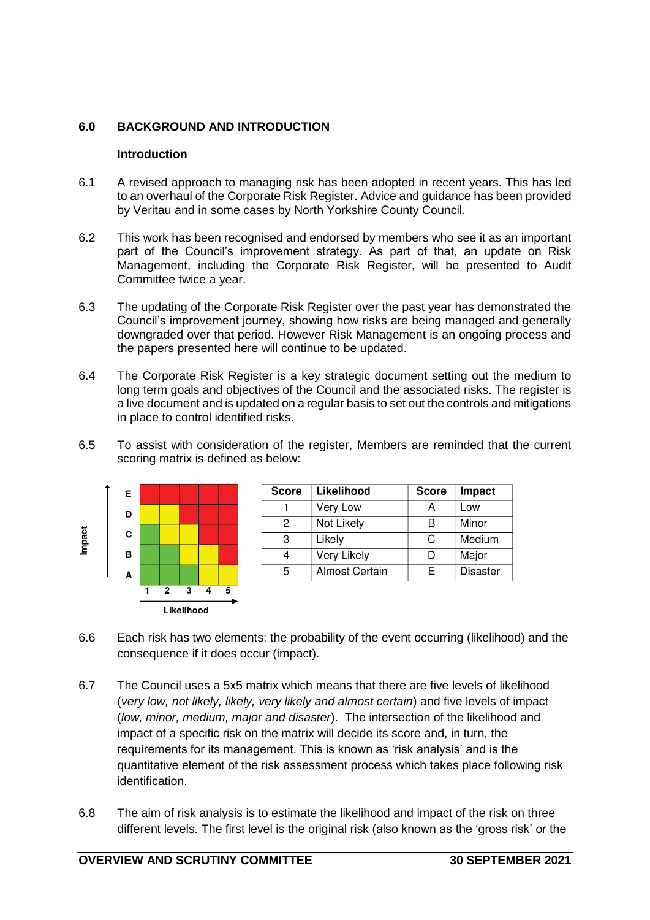## 6.0 BACKGROUND AND INTRODUCTION

### Introduction

6.1 A revised approach to managing risk has been adopted in recent years. This has led to an overhaul of the Corporate Risk Register. Advice and guidance has been provided by Veritau and in some cases by North Yorkshire County Council.

6.2 This work has been recognised and endorsed by members who see it as an important part of the Council's improvement strategy. As part of that, an update on Risk Management, including the Corporate Risk Register, will be presented to Audit Committee twice a year.

6.3 The updating of the Corporate Risk Register over the past year has demonstrated the Council's improvement journey, showing how risks are being managed and generally downgraded over that period. However Risk Management is an ongoing process and the papers presented here will continue to be updated.

6.4 The Corporate Risk Register is a key strategic document setting out the medium to long term goals and objectives of the Council and the associated risks. The register is a live document and is updated on a regular basis to set out the controls and mitigations in place to control identified risks.

6.5 To assist with consideration of the register, Members are reminded that the current scoring matrix is defined as below:

| Impact | 1 | 2 | 3 | 4 | 5 |
|---|---|---|---|---|---|
| E | Red | Red | Red | Red | Red |
| D | Yellow | Yellow | Red | Red | Red |
| C | Green | Yellow | Yellow | Red | Red |
| B | Green | Green | Yellow | Yellow | Red |
| A | Green | Green | Green | Yellow | Yellow |

Likelihood

| Score | Likelihood | Score | Impact |
|---|---|---|---|
| 1 | Very Low | A | Low |
| 2 | Not Likely | B | Minor |
| 3 | Likely | C | Medium |
| 4 | Very Likely | D | Major |
| 5 | Almost Certain | E | Disaster |

6.6 Each risk has two elements: the probability of the event occurring (likelihood) and the consequence if it does occur (impact).

6.7 The Council uses a 5x5 matrix which means that there are five levels of likelihood (*very low, not likely, likely, very likely and almost certain*) and five levels of impact (*low, minor, medium, major and disaster*). The intersection of the likelihood and impact of a specific risk on the matrix will decide its score and, in turn, the requirements for its management. This is known as 'risk analysis' and is the quantitative element of the risk assessment process which takes place following risk identification.

6.8 The aim of risk analysis is to estimate the likelihood and impact of the risk on three different levels. The first level is the original risk (also known as the 'gross risk' or the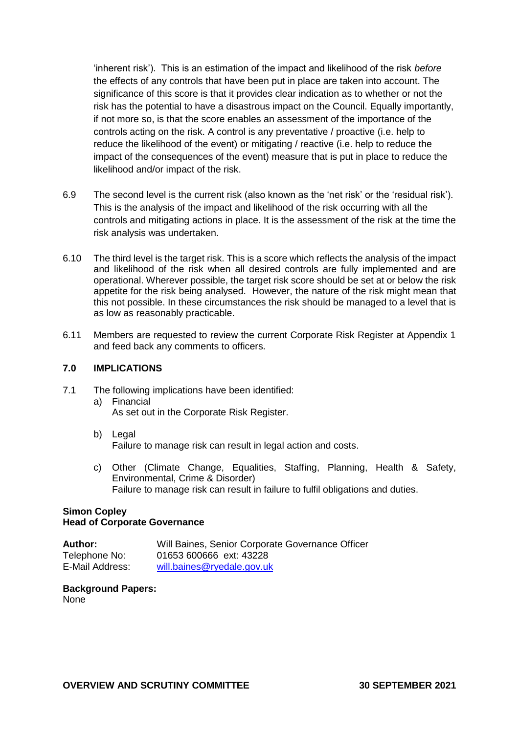'inherent risk'). This is an estimation of the impact and likelihood of the risk *before* the effects of any controls that have been put in place are taken into account. The significance of this score is that it provides clear indication as to whether or not the risk has the potential to have a disastrous impact on the Council. Equally importantly, if not more so, is that the score enables an assessment of the importance of the controls acting on the risk. A control is any preventative / proactive (i.e. help to reduce the likelihood of the event) or mitigating / reactive (i.e. help to reduce the impact of the consequences of the event) measure that is put in place to reduce the likelihood and/or impact of the risk.

6.9 The second level is the current risk (also known as the 'net risk' or the 'residual risk'). This is the analysis of the impact and likelihood of the risk occurring with all the controls and mitigating actions in place. It is the assessment of the risk at the time the risk analysis was undertaken.

6.10 The third level is the target risk. This is a score which reflects the analysis of the impact and likelihood of the risk when all desired controls are fully implemented and are operational. Wherever possible, the target risk score should be set at or below the risk appetite for the risk being analysed. However, the nature of the risk might mean that this not possible. In these circumstances the risk should be managed to a level that is as low as reasonably practicable.

6.11 Members are requested to review the current Corporate Risk Register at Appendix 1 and feed back any comments to officers.

## 7.0 IMPLICATIONS

7.1 The following implications have been identified:

a) Financial
As set out in the Corporate Risk Register.

b) Legal
Failure to manage risk can result in legal action and costs.

c) Other (Climate Change, Equalities, Staffing, Planning, Health & Safety, Environmental, Crime & Disorder)
Failure to manage risk can result in failure to fulfil obligations and duties.

**Simon Copley**
**Head of Corporate Governance**

| | |
|---|---|
| **Author:** | Will Baines, Senior Corporate Governance Officer |
| Telephone No: | 01653 600666 ext: 43228 |
| E-Mail Address: | will.baines@ryedale.gov.uk |

**Background Papers:**
None